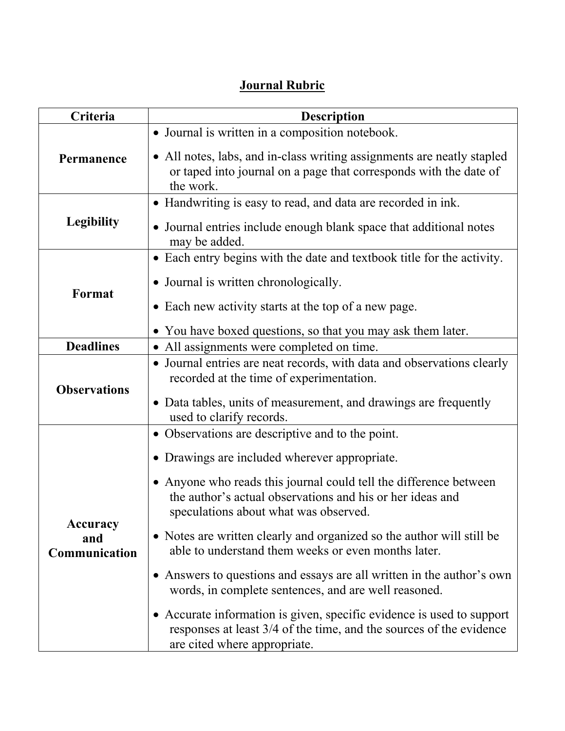# Journal Rubric

| Criteria | Description |
| --- | --- |
| **Permanence** | • Journal is written in a composition notebook.<br>• All notes, labs, and in-class writing assignments are neatly stapled or taped into journal on a page that corresponds with the date of the work. |
| **Legibility** | • Handwriting is easy to read, and data are recorded in ink.<br>• Journal entries include enough blank space that additional notes may be added. |
| **Format** | • Each entry begins with the date and textbook title for the activity.<br>• Journal is written chronologically.<br>• Each new activity starts at the top of a new page.<br>• You have boxed questions, so that you may ask them later. |
| **Deadlines** | • All assignments were completed on time. |
| **Observations** | • Journal entries are neat records, with data and observations clearly recorded at the time of experimentation.<br>• Data tables, units of measurement, and drawings are frequently used to clarify records. |
| **Accuracy and Communication** | • Observations are descriptive and to the point.<br>• Drawings are included wherever appropriate.<br>• Anyone who reads this journal could tell the difference between the author's actual observations and his or her ideas and speculations about what was observed.<br>• Notes are written clearly and organized so the author will still be able to understand them weeks or even months later.<br>• Answers to questions and essays are all written in the author's own words, in complete sentences, and are well reasoned.<br>• Accurate information is given, specific evidence is used to support responses at least 3/4 of the time, and the sources of the evidence are cited where appropriate. |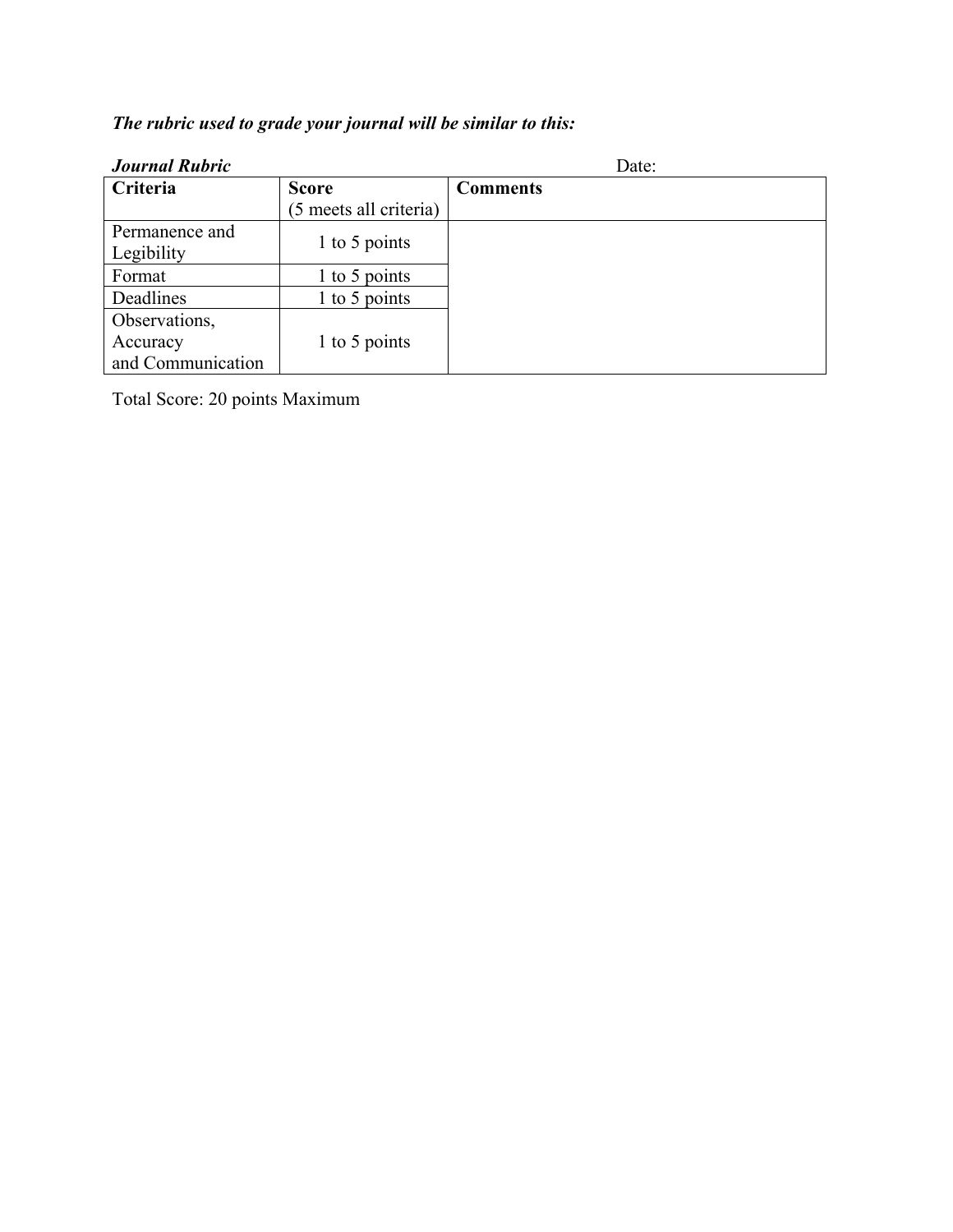***The rubric used to grade your journal will be similar to this:***

***Journal Rubric*** Date:

| **Criteria** | **Score** (5 meets all criteria) | **Comments** |
|---|---|---|
| Permanence and Legibility | 1 to 5 points | |
| Format | 1 to 5 points | |
| Deadlines | 1 to 5 points | |
| Observations, Accuracy and Communication | 1 to 5 points | |

Total Score: 20 points Maximum